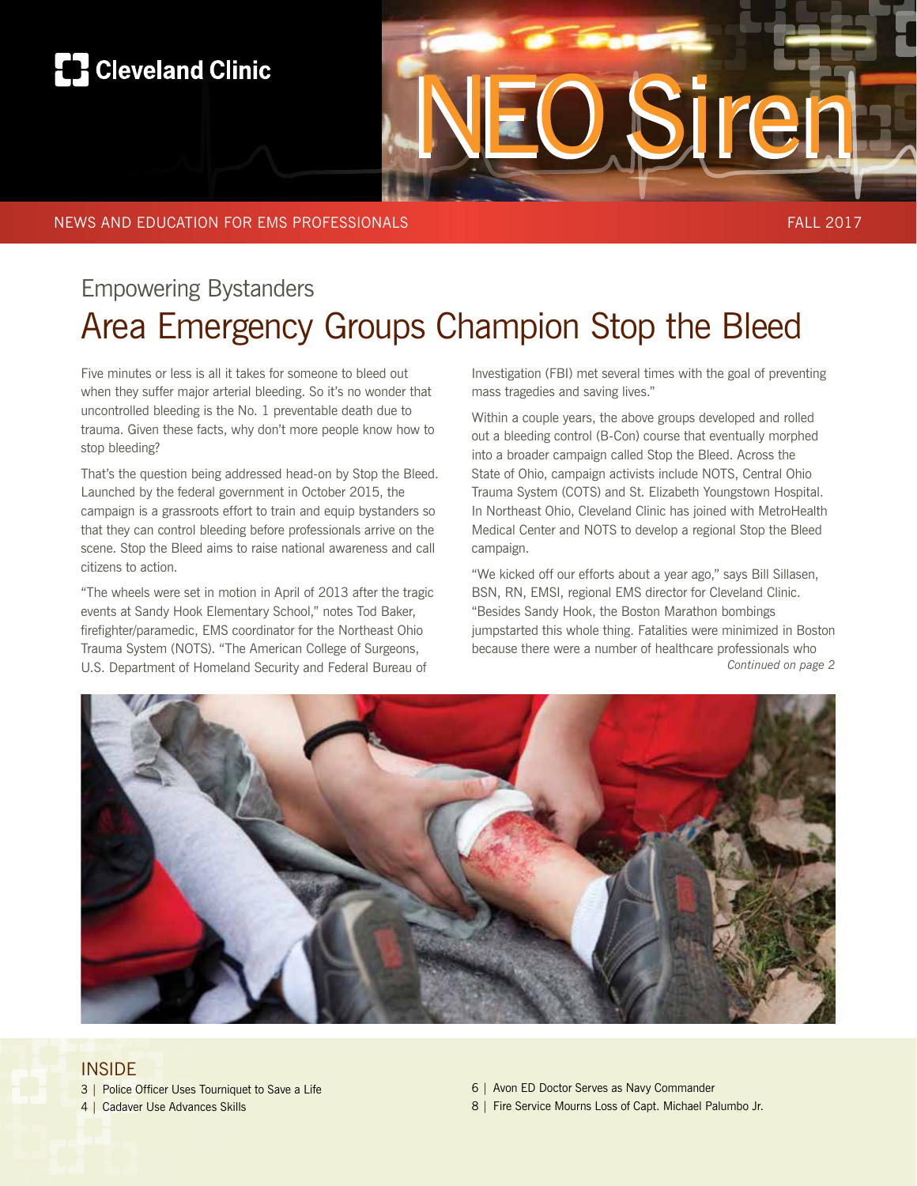Cleveland Clinic

# NEO Siren

NEWS AND EDUCATION FOR EMS PROFESSIONALS

FALL 2017

### Empowering Bystanders

## Area Emergency Groups Champion Stop the Bleed

Five minutes or less is all it takes for someone to bleed out when they suffer major arterial bleeding. So it's no wonder that uncontrolled bleeding is the No. 1 preventable death due to trauma. Given these facts, why don't more people know how to stop bleeding?

That's the question being addressed head-on by Stop the Bleed. Launched by the federal government in October 2015, the campaign is a grassroots effort to train and equip bystanders so that they can control bleeding before professionals arrive on the scene. Stop the Bleed aims to raise national awareness and call citizens to action.

"The wheels were set in motion in April of 2013 after the tragic events at Sandy Hook Elementary School," notes Tod Baker, firefighter/paramedic, EMS coordinator for the Northeast Ohio Trauma System (NOTS). "The American College of Surgeons, U.S. Department of Homeland Security and Federal Bureau of Investigation (FBI) met several times with the goal of preventing mass tragedies and saving lives."

Within a couple years, the above groups developed and rolled out a bleeding control (B-Con) course that eventually morphed into a broader campaign called Stop the Bleed. Across the State of Ohio, campaign activists include NOTS, Central Ohio Trauma System (COTS) and St. Elizabeth Youngstown Hospital. In Northeast Ohio, Cleveland Clinic has joined with MetroHealth Medical Center and NOTS to develop a regional Stop the Bleed campaign.

"We kicked off our efforts about a year ago," says Bill Sillasen, BSN, RN, EMSI, regional EMS director for Cleveland Clinic. "Besides Sandy Hook, the Boston Marathon bombings jumpstarted this whole thing. Fatalities were minimized in Boston because there were a number of healthcare professionals who

*Continued on page 2*

### INSIDE

3 | Police Officer Uses Tourniquet to Save a Life

4 | Cadaver Use Advances Skills

6 | Avon ED Doctor Serves as Navy Commander

8 | Fire Service Mourns Loss of Capt. Michael Palumbo Jr.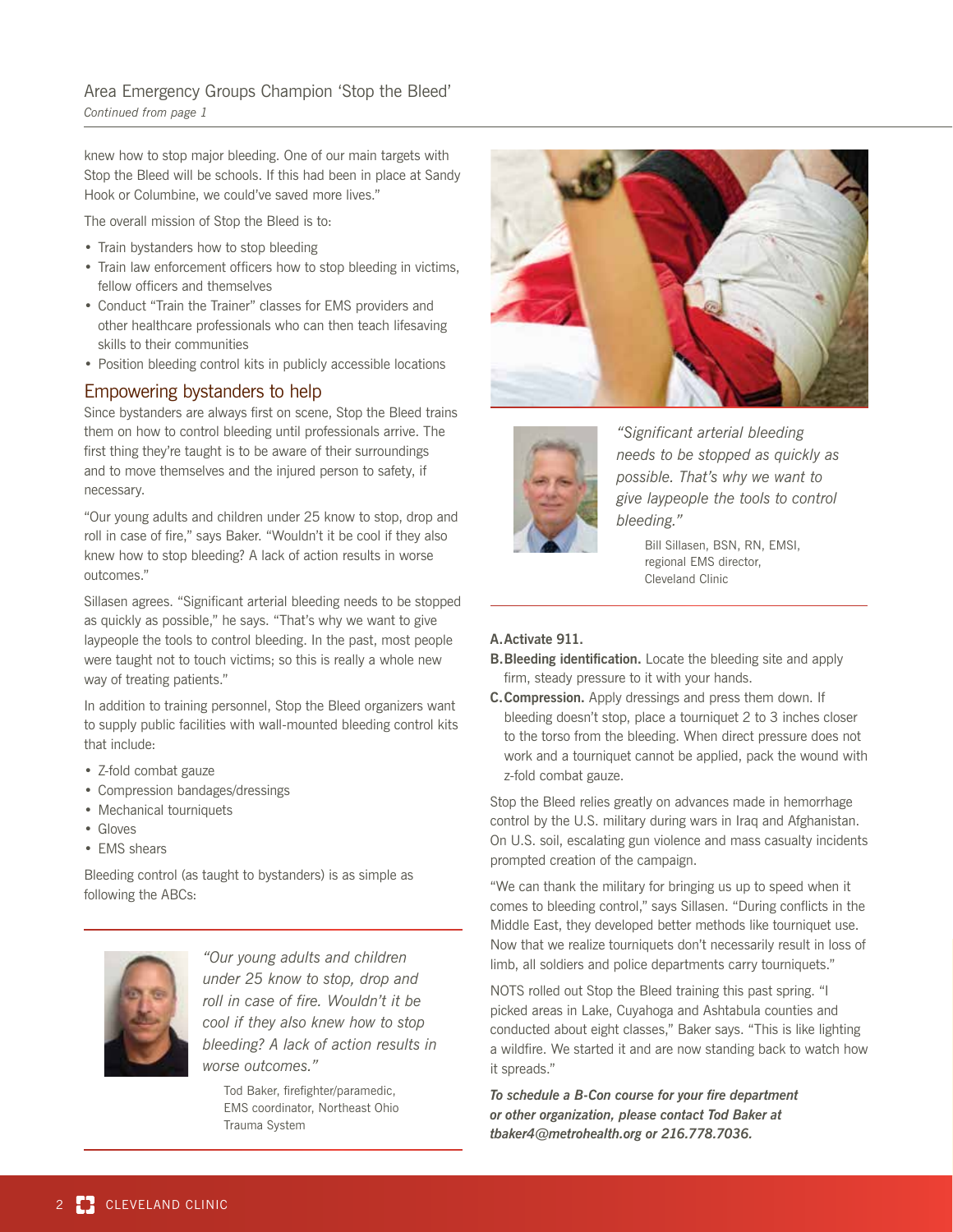## Area Emergency Groups Champion 'Stop the Bleed'

*Continued from page 1*

knew how to stop major bleeding. One of our main targets with Stop the Bleed will be schools. If this had been in place at Sandy Hook or Columbine, we could've saved more lives."

The overall mission of Stop the Bleed is to:

- Train bystanders how to stop bleeding
- Train law enforcement officers how to stop bleeding in victims, fellow officers and themselves
- Conduct "Train the Trainer" classes for EMS providers and other healthcare professionals who can then teach lifesaving skills to their communities
- Position bleeding control kits in publicly accessible locations

### Empowering bystanders to help

Since bystanders are always first on scene, Stop the Bleed trains them on how to control bleeding until professionals arrive. The first thing they're taught is to be aware of their surroundings and to move themselves and the injured person to safety, if necessary.

"Our young adults and children under 25 know to stop, drop and roll in case of fire," says Baker. "Wouldn't it be cool if they also knew how to stop bleeding? A lack of action results in worse outcomes."

Sillasen agrees. "Significant arterial bleeding needs to be stopped as quickly as possible," he says. "That's why we want to give laypeople the tools to control bleeding. In the past, most people were taught not to touch victims; so this is really a whole new way of treating patients."

In addition to training personnel, Stop the Bleed organizers want to supply public facilities with wall-mounted bleeding control kits that include:

- Z-fold combat gauze
- Compression bandages/dressings
- Mechanical tourniquets
- Gloves
- EMS shears

Bleeding control (as taught to bystanders) is as simple as following the ABCs:

*"Our young adults and children under 25 know to stop, drop and roll in case of fire. Wouldn't it be cool if they also knew how to stop bleeding? A lack of action results in worse outcomes."*

Tod Baker, firefighter/paramedic, EMS coordinator, Northeast Ohio Trauma System

*"Significant arterial bleeding needs to be stopped as quickly as possible. That's why we want to give laypeople the tools to control bleeding."*

Bill Sillasen, BSN, RN, EMSI, regional EMS director, Cleveland Clinic

**A. Activate 911.**

**B. Bleeding identification.** Locate the bleeding site and apply firm, steady pressure to it with your hands.

**C. Compression.** Apply dressings and press them down. If bleeding doesn't stop, place a tourniquet 2 to 3 inches closer to the torso from the bleeding. When direct pressure does not work and a tourniquet cannot be applied, pack the wound with z-fold combat gauze.

Stop the Bleed relies greatly on advances made in hemorrhage control by the U.S. military during wars in Iraq and Afghanistan. On U.S. soil, escalating gun violence and mass casualty incidents prompted creation of the campaign.

"We can thank the military for bringing us up to speed when it comes to bleeding control," says Sillasen. "During conflicts in the Middle East, they developed better methods like tourniquet use. Now that we realize tourniquets don't necessarily result in loss of limb, all soldiers and police departments carry tourniquets."

NOTS rolled out Stop the Bleed training this past spring. "I picked areas in Lake, Cuyahoga and Ashtabula counties and conducted about eight classes," Baker says. "This is like lighting a wildfire. We started it and are now standing back to watch how it spreads."

***To schedule a B-Con course for your fire department or other organization, please contact Tod Baker at tbaker4@metrohealth.org or 216.778.7036.***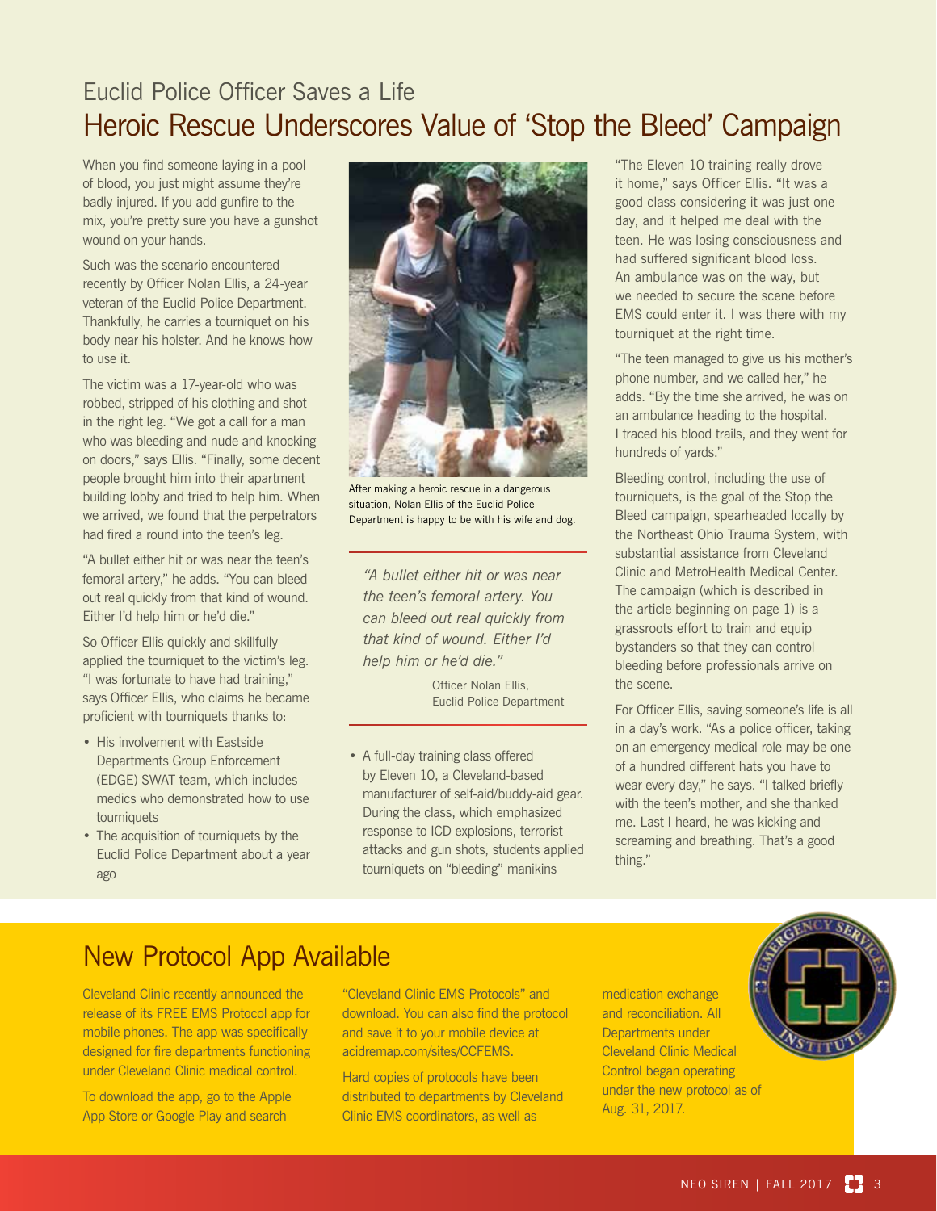## Euclid Police Officer Saves a Life

# Heroic Rescue Underscores Value of 'Stop the Bleed' Campaign

When you find someone laying in a pool of blood, you just might assume they're badly injured. If you add gunfire to the mix, you're pretty sure you have a gunshot wound on your hands.

Such was the scenario encountered recently by Officer Nolan Ellis, a 24-year veteran of the Euclid Police Department. Thankfully, he carries a tourniquet on his body near his holster. And he knows how to use it.

The victim was a 17-year-old who was robbed, stripped of his clothing and shot in the right leg. "We got a call for a man who was bleeding and nude and knocking on doors," says Ellis. "Finally, some decent people brought him into their apartment building lobby and tried to help him. When we arrived, we found that the perpetrators had fired a round into the teen's leg.

"A bullet either hit or was near the teen's femoral artery," he adds. "You can bleed out real quickly from that kind of wound. Either I'd help him or he'd die."

So Officer Ellis quickly and skillfully applied the tourniquet to the victim's leg. "I was fortunate to have had training," says Officer Ellis, who claims he became proficient with tourniquets thanks to:

- His involvement with Eastside Departments Group Enforcement (EDGE) SWAT team, which includes medics who demonstrated how to use tourniquets
- The acquisition of tourniquets by the Euclid Police Department about a year ago
- A full-day training class offered by Eleven 10, a Cleveland-based manufacturer of self-aid/buddy-aid gear. During the class, which emphasized response to ICD explosions, terrorist attacks and gun shots, students applied tourniquets on "bleeding" manikins

After making a heroic rescue in a dangerous situation, Nolan Ellis of the Euclid Police Department is happy to be with his wife and dog.

> *"A bullet either hit or was near the teen's femoral artery. You can bleed out real quickly from that kind of wound. Either I'd help him or he'd die."*
>
> Officer Nolan Ellis, Euclid Police Department

"The Eleven 10 training really drove it home," says Officer Ellis. "It was a good class considering it was just one day, and it helped me deal with the teen. He was losing consciousness and had suffered significant blood loss. An ambulance was on the way, but we needed to secure the scene before EMS could enter it. I was there with my tourniquet at the right time.

"The teen managed to give us his mother's phone number, and we called her," he adds. "By the time she arrived, he was on an ambulance heading to the hospital. I traced his blood trails, and they went for hundreds of yards."

Bleeding control, including the use of tourniquets, is the goal of the Stop the Bleed campaign, spearheaded locally by the Northeast Ohio Trauma System, with substantial assistance from Cleveland Clinic and MetroHealth Medical Center. The campaign (which is described in the article beginning on page 1) is a grassroots effort to train and equip bystanders so that they can control bleeding before professionals arrive on the scene.

For Officer Ellis, saving someone's life is all in a day's work. "As a police officer, taking on an emergency medical role may be one of a hundred different hats you have to wear every day," he says. "I talked briefly with the teen's mother, and she thanked me. Last I heard, he was kicking and screaming and breathing. That's a good thing."

# New Protocol App Available

Cleveland Clinic recently announced the release of its FREE EMS Protocol app for mobile phones. The app was specifically designed for fire departments functioning under Cleveland Clinic medical control.

To download the app, go to the Apple App Store or Google Play and search "Cleveland Clinic EMS Protocols" and download. You can also find the protocol and save it to your mobile device at acidremap.com/sites/CCFEMS.

Hard copies of protocols have been distributed to departments by Cleveland Clinic EMS coordinators, as well as medication exchange and reconciliation. All Departments under Cleveland Clinic Medical Control began operating under the new protocol as of Aug. 31, 2017.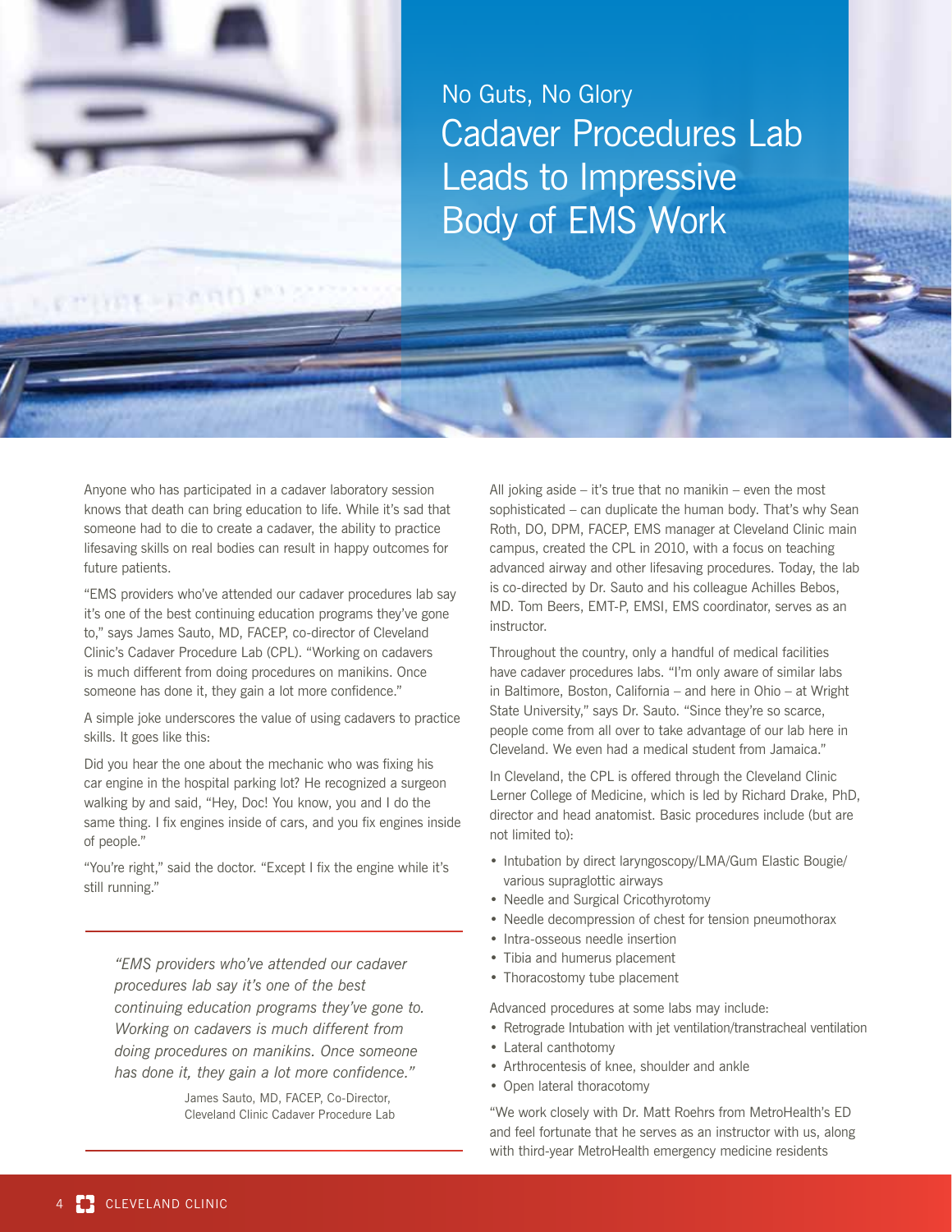## No Guts, No Glory

# Cadaver Procedures Lab Leads to Impressive Body of EMS Work

Anyone who has participated in a cadaver laboratory session knows that death can bring education to life. While it's sad that someone had to die to create a cadaver, the ability to practice lifesaving skills on real bodies can result in happy outcomes for future patients.

"EMS providers who've attended our cadaver procedures lab say it's one of the best continuing education programs they've gone to," says James Sauto, MD, FACEP, co-director of Cleveland Clinic's Cadaver Procedure Lab (CPL). "Working on cadavers is much different from doing procedures on manikins. Once someone has done it, they gain a lot more confidence."

A simple joke underscores the value of using cadavers to practice skills. It goes like this:

Did you hear the one about the mechanic who was fixing his car engine in the hospital parking lot? He recognized a surgeon walking by and said, "Hey, Doc! You know, you and I do the same thing. I fix engines inside of cars, and you fix engines inside of people."

"You're right," said the doctor. "Except I fix the engine while it's still running."

> *"EMS providers who've attended our cadaver procedures lab say it's one of the best continuing education programs they've gone to. Working on cadavers is much different from doing procedures on manikins. Once someone has done it, they gain a lot more confidence."*
>
> James Sauto, MD, FACEP, Co-Director, Cleveland Clinic Cadaver Procedure Lab

All joking aside – it's true that no manikin – even the most sophisticated – can duplicate the human body. That's why Sean Roth, DO, DPM, FACEP, EMS manager at Cleveland Clinic main campus, created the CPL in 2010, with a focus on teaching advanced airway and other lifesaving procedures. Today, the lab is co-directed by Dr. Sauto and his colleague Achilles Bebos, MD. Tom Beers, EMT-P, EMSI, EMS coordinator, serves as an instructor.

Throughout the country, only a handful of medical facilities have cadaver procedures labs. "I'm only aware of similar labs in Baltimore, Boston, California – and here in Ohio – at Wright State University," says Dr. Sauto. "Since they're so scarce, people come from all over to take advantage of our lab here in Cleveland. We even had a medical student from Jamaica."

In Cleveland, the CPL is offered through the Cleveland Clinic Lerner College of Medicine, which is led by Richard Drake, PhD, director and head anatomist. Basic procedures include (but are not limited to):

- Intubation by direct laryngoscopy/LMA/Gum Elastic Bougie/ various supraglottic airways
- Needle and Surgical Cricothyrotomy
- Needle decompression of chest for tension pneumothorax
- Intra-osseous needle insertion
- Tibia and humerus placement
- Thoracostomy tube placement

Advanced procedures at some labs may include:

- Retrograde Intubation with jet ventilation/transtracheal ventilation
- Lateral canthotomy
- Arthrocentesis of knee, shoulder and ankle
- Open lateral thoracotomy

"We work closely with Dr. Matt Roehrs from MetroHealth's ED and feel fortunate that he serves as an instructor with us, along with third-year MetroHealth emergency medicine residents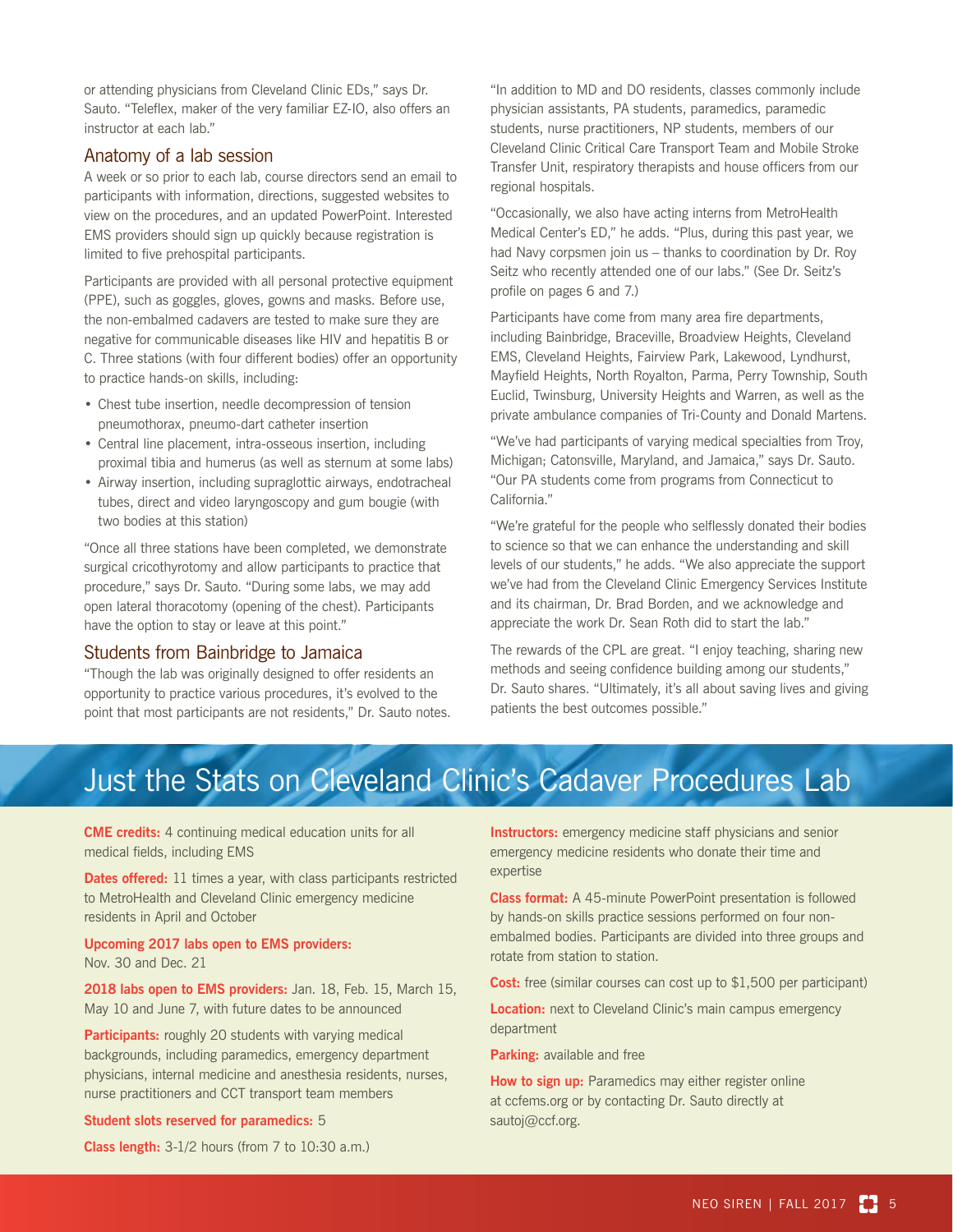or attending physicians from Cleveland Clinic EDs," says Dr. Sauto. "Teleflex, maker of the very familiar EZ-IO, also offers an instructor at each lab."

## Anatomy of a lab session

A week or so prior to each lab, course directors send an email to participants with information, directions, suggested websites to view on the procedures, and an updated PowerPoint. Interested EMS providers should sign up quickly because registration is limited to five prehospital participants.

Participants are provided with all personal protective equipment (PPE), such as goggles, gloves, gowns and masks. Before use, the non-embalmed cadavers are tested to make sure they are negative for communicable diseases like HIV and hepatitis B or C. Three stations (with four different bodies) offer an opportunity to practice hands-on skills, including:

- Chest tube insertion, needle decompression of tension pneumothorax, pneumo-dart catheter insertion
- Central line placement, intra-osseous insertion, including proximal tibia and humerus (as well as sternum at some labs)
- Airway insertion, including supraglottic airways, endotracheal tubes, direct and video laryngoscopy and gum bougie (with two bodies at this station)

"Once all three stations have been completed, we demonstrate surgical cricothyrotomy and allow participants to practice that procedure," says Dr. Sauto. "During some labs, we may add open lateral thoracotomy (opening of the chest). Participants have the option to stay or leave at this point."

## Students from Bainbridge to Jamaica

"Though the lab was originally designed to offer residents an opportunity to practice various procedures, it's evolved to the point that most participants are not residents," Dr. Sauto notes. "In addition to MD and DO residents, classes commonly include physician assistants, PA students, paramedics, paramedic students, nurse practitioners, NP students, members of our Cleveland Clinic Critical Care Transport Team and Mobile Stroke Transfer Unit, respiratory therapists and house officers from our regional hospitals.

"Occasionally, we also have acting interns from MetroHealth Medical Center's ED," he adds. "Plus, during this past year, we had Navy corpsmen join us – thanks to coordination by Dr. Roy Seitz who recently attended one of our labs." (See Dr. Seitz's profile on pages 6 and 7.)

Participants have come from many area fire departments, including Bainbridge, Braceville, Broadview Heights, Cleveland EMS, Cleveland Heights, Fairview Park, Lakewood, Lyndhurst, Mayfield Heights, North Royalton, Parma, Perry Township, South Euclid, Twinsburg, University Heights and Warren, as well as the private ambulance companies of Tri-County and Donald Martens.

"We've had participants of varying medical specialties from Troy, Michigan; Catonsville, Maryland, and Jamaica," says Dr. Sauto. "Our PA students come from programs from Connecticut to California."

"We're grateful for the people who selflessly donated their bodies to science so that we can enhance the understanding and skill levels of our students," he adds. "We also appreciate the support we've had from the Cleveland Clinic Emergency Services Institute and its chairman, Dr. Brad Borden, and we acknowledge and appreciate the work Dr. Sean Roth did to start the lab."

The rewards of the CPL are great. "I enjoy teaching, sharing new methods and seeing confidence building among our students," Dr. Sauto shares. "Ultimately, it's all about saving lives and giving patients the best outcomes possible."

# Just the Stats on Cleveland Clinic's Cadaver Procedures Lab

**CME credits:** 4 continuing medical education units for all medical fields, including EMS

**Dates offered:** 11 times a year, with class participants restricted to MetroHealth and Cleveland Clinic emergency medicine residents in April and October

**Upcoming 2017 labs open to EMS providers:** Nov. 30 and Dec. 21

**2018 labs open to EMS providers:** Jan. 18, Feb. 15, March 15, May 10 and June 7, with future dates to be announced

**Participants:** roughly 20 students with varying medical backgrounds, including paramedics, emergency department physicians, internal medicine and anesthesia residents, nurses, nurse practitioners and CCT transport team members

**Student slots reserved for paramedics:** 5

**Class length:** 3-1/2 hours (from 7 to 10:30 a.m.)

**Instructors:** emergency medicine staff physicians and senior emergency medicine residents who donate their time and expertise

**Class format:** A 45-minute PowerPoint presentation is followed by hands-on skills practice sessions performed on four non-embalmed bodies. Participants are divided into three groups and rotate from station to station.

**Cost:** free (similar courses can cost up to $1,500 per participant)

**Location:** next to Cleveland Clinic's main campus emergency department

**Parking:** available and free

**How to sign up:** Paramedics may either register online at ccfems.org or by contacting Dr. Sauto directly at sautoj@ccf.org.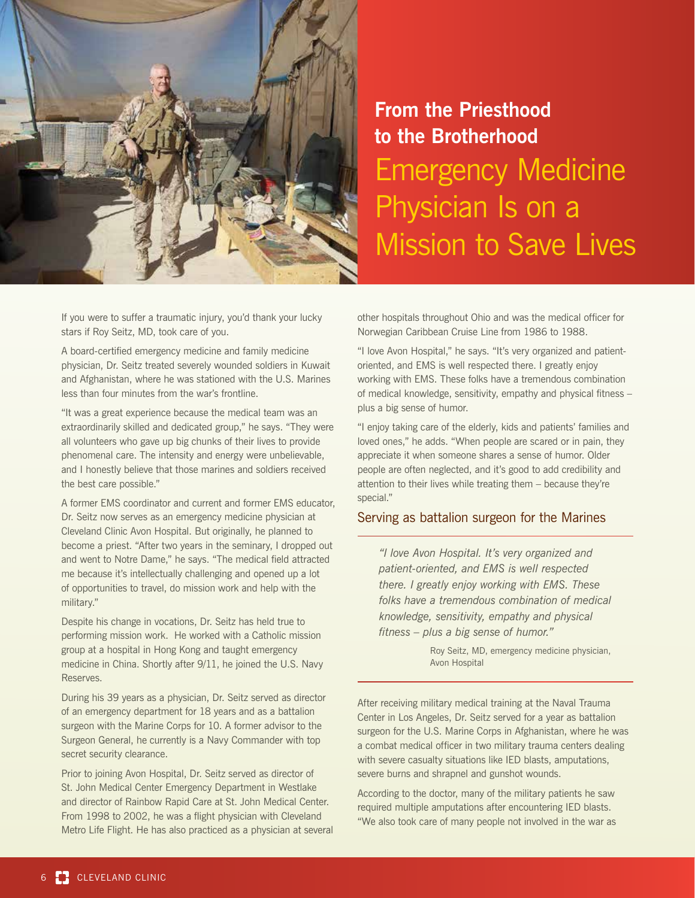# From the Priesthood to the Brotherhood

## Emergency Medicine Physician Is on a Mission to Save Lives

If you were to suffer a traumatic injury, you'd thank your lucky stars if Roy Seitz, MD, took care of you.

A board-certified emergency medicine and family medicine physician, Dr. Seitz treated severely wounded soldiers in Kuwait and Afghanistan, where he was stationed with the U.S. Marines less than four minutes from the war's frontline.

"It was a great experience because the medical team was an extraordinarily skilled and dedicated group," he says. "They were all volunteers who gave up big chunks of their lives to provide phenomenal care. The intensity and energy were unbelievable, and I honestly believe that those marines and soldiers received the best care possible."

A former EMS coordinator and current and former EMS educator, Dr. Seitz now serves as an emergency medicine physician at Cleveland Clinic Avon Hospital. But originally, he planned to become a priest. "After two years in the seminary, I dropped out and went to Notre Dame," he says. "The medical field attracted me because it's intellectually challenging and opened up a lot of opportunities to travel, do mission work and help with the military."

Despite his change in vocations, Dr. Seitz has held true to performing mission work. He worked with a Catholic mission group at a hospital in Hong Kong and taught emergency medicine in China. Shortly after 9/11, he joined the U.S. Navy Reserves.

During his 39 years as a physician, Dr. Seitz served as director of an emergency department for 18 years and as a battalion surgeon with the Marine Corps for 10. A former advisor to the Surgeon General, he currently is a Navy Commander with top secret security clearance.

Prior to joining Avon Hospital, Dr. Seitz served as director of St. John Medical Center Emergency Department in Westlake and director of Rainbow Rapid Care at St. John Medical Center. From 1998 to 2002, he was a flight physician with Cleveland Metro Life Flight. He has also practiced as a physician at several other hospitals throughout Ohio and was the medical officer for Norwegian Caribbean Cruise Line from 1986 to 1988.

"I love Avon Hospital," he says. "It's very organized and patient-oriented, and EMS is well respected there. I greatly enjoy working with EMS. These folks have a tremendous combination of medical knowledge, sensitivity, empathy and physical fitness – plus a big sense of humor.

"I enjoy taking care of the elderly, kids and patients' families and loved ones," he adds. "When people are scared or in pain, they appreciate it when someone shares a sense of humor. Older people are often neglected, and it's good to add credibility and attention to their lives while treating them – because they're special."

### Serving as battalion surgeon for the Marines

> *"I love Avon Hospital. It's very organized and patient-oriented, and EMS is well respected there. I greatly enjoy working with EMS. These folks have a tremendous combination of medical knowledge, sensitivity, empathy and physical fitness – plus a big sense of humor."*
>
> Roy Seitz, MD, emergency medicine physician, Avon Hospital

After receiving military medical training at the Naval Trauma Center in Los Angeles, Dr. Seitz served for a year as battalion surgeon for the U.S. Marine Corps in Afghanistan, where he was a combat medical officer in two military trauma centers dealing with severe casualty situations like IED blasts, amputations, severe burns and shrapnel and gunshot wounds.

According to the doctor, many of the military patients he saw required multiple amputations after encountering IED blasts. "We also took care of many people not involved in the war as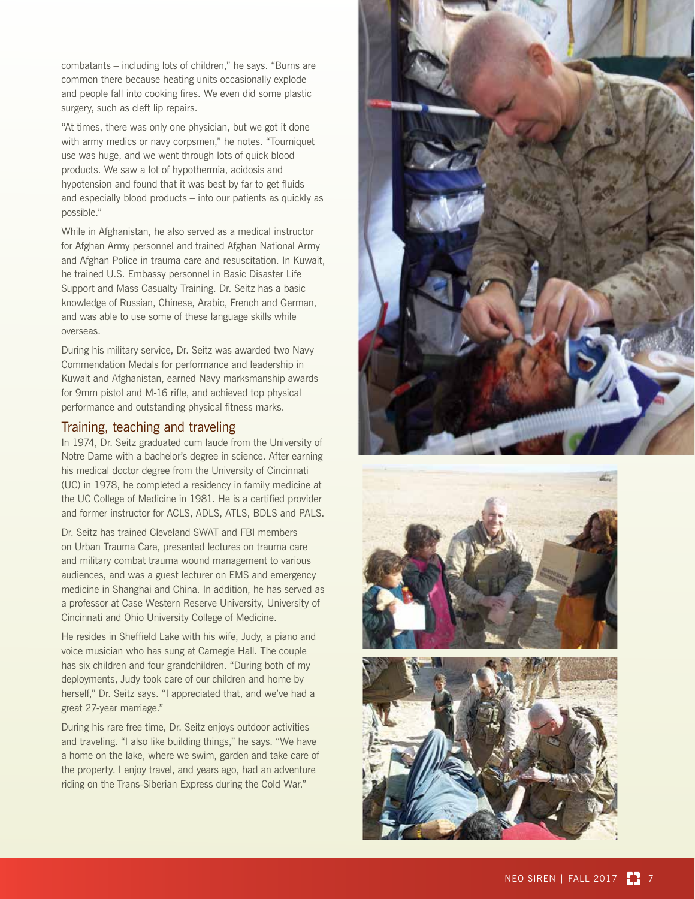combatants – including lots of children," he says. "Burns are common there because heating units occasionally explode and people fall into cooking fires. We even did some plastic surgery, such as cleft lip repairs.

"At times, there was only one physician, but we got it done with army medics or navy corpsmen," he notes. "Tourniquet use was huge, and we went through lots of quick blood products. We saw a lot of hypothermia, acidosis and hypotension and found that it was best by far to get fluids – and especially blood products – into our patients as quickly as possible."

While in Afghanistan, he also served as a medical instructor for Afghan Army personnel and trained Afghan National Army and Afghan Police in trauma care and resuscitation. In Kuwait, he trained U.S. Embassy personnel in Basic Disaster Life Support and Mass Casualty Training. Dr. Seitz has a basic knowledge of Russian, Chinese, Arabic, French and German, and was able to use some of these language skills while overseas.

During his military service, Dr. Seitz was awarded two Navy Commendation Medals for performance and leadership in Kuwait and Afghanistan, earned Navy marksmanship awards for 9mm pistol and M-16 rifle, and achieved top physical performance and outstanding physical fitness marks.

## Training, teaching and traveling

In 1974, Dr. Seitz graduated cum laude from the University of Notre Dame with a bachelor's degree in science. After earning his medical doctor degree from the University of Cincinnati (UC) in 1978, he completed a residency in family medicine at the UC College of Medicine in 1981. He is a certified provider and former instructor for ACLS, ADLS, ATLS, BDLS and PALS.

Dr. Seitz has trained Cleveland SWAT and FBI members on Urban Trauma Care, presented lectures on trauma care and military combat trauma wound management to various audiences, and was a guest lecturer on EMS and emergency medicine in Shanghai and China. In addition, he has served as a professor at Case Western Reserve University, University of Cincinnati and Ohio University College of Medicine.

He resides in Sheffield Lake with his wife, Judy, a piano and voice musician who has sung at Carnegie Hall. The couple has six children and four grandchildren. "During both of my deployments, Judy took care of our children and home by herself," Dr. Seitz says. "I appreciated that, and we've had a great 27-year marriage."

During his rare free time, Dr. Seitz enjoys outdoor activities and traveling. "I also like building things," he says. "We have a home on the lake, where we swim, garden and take care of the property. I enjoy travel, and years ago, had an adventure riding on the Trans-Siberian Express during the Cold War."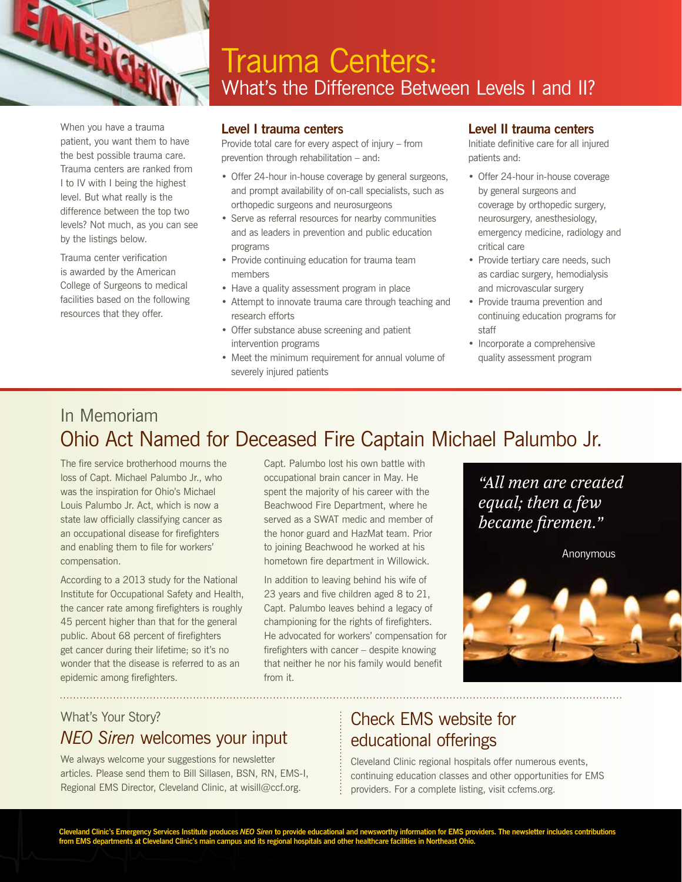# Trauma Centers:
## What's the Difference Between Levels I and II?

When you have a trauma patient, you want them to have the best possible trauma care. Trauma centers are ranked from I to IV with I being the highest level. But what really is the difference between the top two levels? Not much, as you can see by the listings below.

Trauma center verification is awarded by the American College of Surgeons to medical facilities based on the following resources that they offer.

### Level I trauma centers

Provide total care for every aspect of injury – from prevention through rehabilitation – and:

- Offer 24-hour in-house coverage by general surgeons, and prompt availability of on-call specialists, such as orthopedic surgeons and neurosurgeons
- Serve as referral resources for nearby communities and as leaders in prevention and public education programs
- Provide continuing education for trauma team members
- Have a quality assessment program in place
- Attempt to innovate trauma care through teaching and research efforts
- Offer substance abuse screening and patient intervention programs
- Meet the minimum requirement for annual volume of severely injured patients

### Level II trauma centers

Initiate definitive care for all injured patients and:

- Offer 24-hour in-house coverage by general surgeons and coverage by orthopedic surgery, neurosurgery, anesthesiology, emergency medicine, radiology and critical care
- Provide tertiary care needs, such as cardiac surgery, hemodialysis and microvascular surgery
- Provide trauma prevention and continuing education programs for staff
- Incorporate a comprehensive quality assessment program

## In Memoriam
# Ohio Act Named for Deceased Fire Captain Michael Palumbo Jr.

The fire service brotherhood mourns the loss of Capt. Michael Palumbo Jr., who was the inspiration for Ohio's Michael Louis Palumbo Jr. Act, which is now a state law officially classifying cancer as an occupational disease for firefighters and enabling them to file for workers' compensation.

According to a 2013 study for the National Institute for Occupational Safety and Health, the cancer rate among firefighters is roughly 45 percent higher than that for the general public. About 68 percent of firefighters get cancer during their lifetime; so it's no wonder that the disease is referred to as an epidemic among firefighters.

Capt. Palumbo lost his own battle with occupational brain cancer in May. He spent the majority of his career with the Beachwood Fire Department, where he served as a SWAT medic and member of the honor guard and HazMat team. Prior to joining Beachwood he worked at his hometown fire department in Willowick.

In addition to leaving behind his wife of 23 years and five children aged 8 to 21, Capt. Palumbo leaves behind a legacy of championing for the rights of firefighters. He advocated for workers' compensation for firefighters with cancer – despite knowing that neither he nor his family would benefit from it.

*"All men are created equal; then a few became firemen."*

Anonymous

## What's Your Story?
# *NEO Siren* welcomes your input

We always welcome your suggestions for newsletter articles. Please send them to Bill Sillasen, BSN, RN, EMS-I, Regional EMS Director, Cleveland Clinic, at wisill@ccf.org.

# Check EMS website for educational offerings

Cleveland Clinic regional hospitals offer numerous events, continuing education classes and other opportunities for EMS providers. For a complete listing, visit ccfems.org.

**Cleveland Clinic's Emergency Services Institute produces *NEO Siren* to provide educational and newsworthy information for EMS providers. The newsletter includes contributions from EMS departments at Cleveland Clinic's main campus and its regional hospitals and other healthcare facilities in Northeast Ohio.**